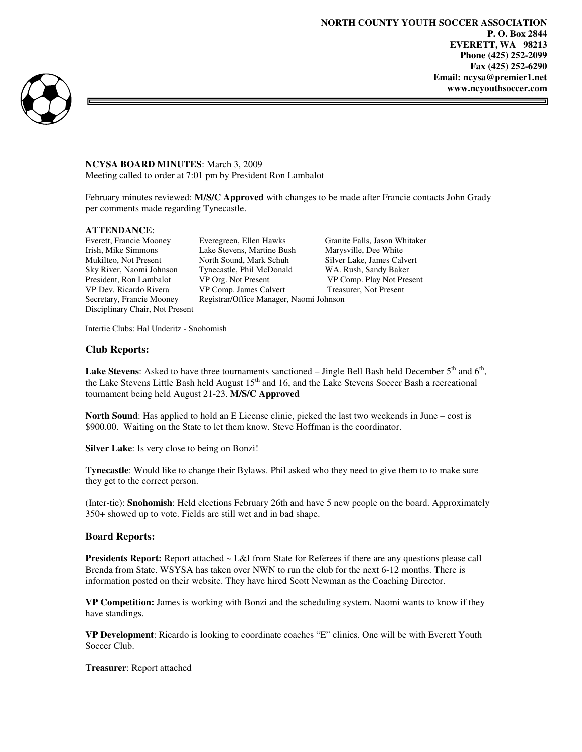**NORTH COUNTY YOUTH SOCCER ASSOCIATION**
**P. O. Box 2844**
**EVERETT, WA 98213**
**Phone (425) 252-2099**
**Fax (425) 252-6290**
**Email: ncysa@premier1.net**
**www.ncyouthsoccer.com**

**NCYSA BOARD MINUTES**: March 3, 2009
Meeting called to order at 7:01 pm by President Ron Lambalot

February minutes reviewed: **M/S/C Approved** with changes to be made after Francie contacts John Grady per comments made regarding Tynecastle.

**ATTENDANCE**:

| | | |
|---|---|---|
| Everett, Francie Mooney | Everegreen, Ellen Hawks | Granite Falls, Jason Whitaker |
| Irish, Mike Simmons | Lake Stevens, Martine Bush | Marysville, Dee White |
| Mukilteo, Not Present | North Sound, Mark Schuh | Silver Lake, James Calvert |
| Sky River, Naomi Johnson | Tynecastle, Phil McDonald | WA. Rush, Sandy Baker |
| President, Ron Lambalot | VP Org. Not Present | VP Comp. Play Not Present |
| VP Dev. Ricardo Rivera | VP Comp. James Calvert | Treasurer, Not Present |
| Secretary, Francie Mooney | Registrar/Office Manager, Naomi Johnson | |
| Disciplinary Chair, Not Present | | |

Intertie Clubs: Hal Underitz - Snohomish

## Club Reports:

**Lake Stevens**: Asked to have three tournaments sanctioned – Jingle Bell Bash held December 5th and 6th, the Lake Stevens Little Bash held August 15th and 16, and the Lake Stevens Soccer Bash a recreational tournament being held August 21-23. **M/S/C Approved**

**North Sound**: Has applied to hold an E License clinic, picked the last two weekends in June – cost is $900.00. Waiting on the State to let them know. Steve Hoffman is the coordinator.

**Silver Lake**: Is very close to being on Bonzi!

**Tynecastle**: Would like to change their Bylaws. Phil asked who they need to give them to to make sure they get to the correct person.

(Inter-tie): **Snohomish**: Held elections February 26th and have 5 new people on the board. Approximately 350+ showed up to vote. Fields are still wet and in bad shape.

## Board Reports:

**Presidents Report:** Report attached ~ L&I from State for Referees if there are any questions please call Brenda from State. WSYSA has taken over NWN to run the club for the next 6-12 months. There is information posted on their website. They have hired Scott Newman as the Coaching Director.

**VP Competition:** James is working with Bonzi and the scheduling system. Naomi wants to know if they have standings.

**VP Development**: Ricardo is looking to coordinate coaches "E" clinics. One will be with Everett Youth Soccer Club.

**Treasurer**: Report attached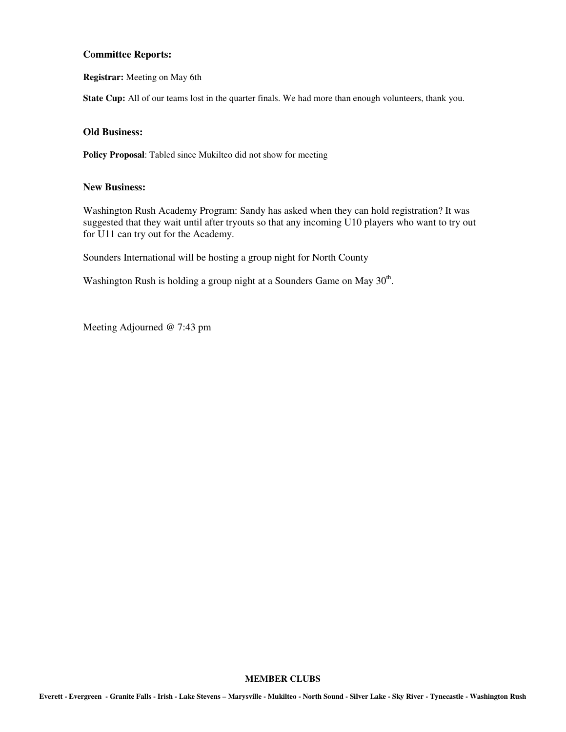### Committee Reports:

**Registrar:** Meeting on May 6th

**State Cup:** All of our teams lost in the quarter finals. We had more than enough volunteers, thank you.

### Old Business:

**Policy Proposal**: Tabled since Mukilteo did not show for meeting

### New Business:

Washington Rush Academy Program: Sandy has asked when they can hold registration? It was suggested that they wait until after tryouts so that any incoming U10 players who want to try out for U11 can try out for the Academy.

Sounders International will be hosting a group night for North County

Washington Rush is holding a group night at a Sounders Game on May 30th.

Meeting Adjourned @ 7:43 pm

**MEMBER CLUBS**

**Everett - Evergreen - Granite Falls - Irish - Lake Stevens – Marysville - Mukilteo - North Sound - Silver Lake - Sky River - Tynecastle - Washington Rush**